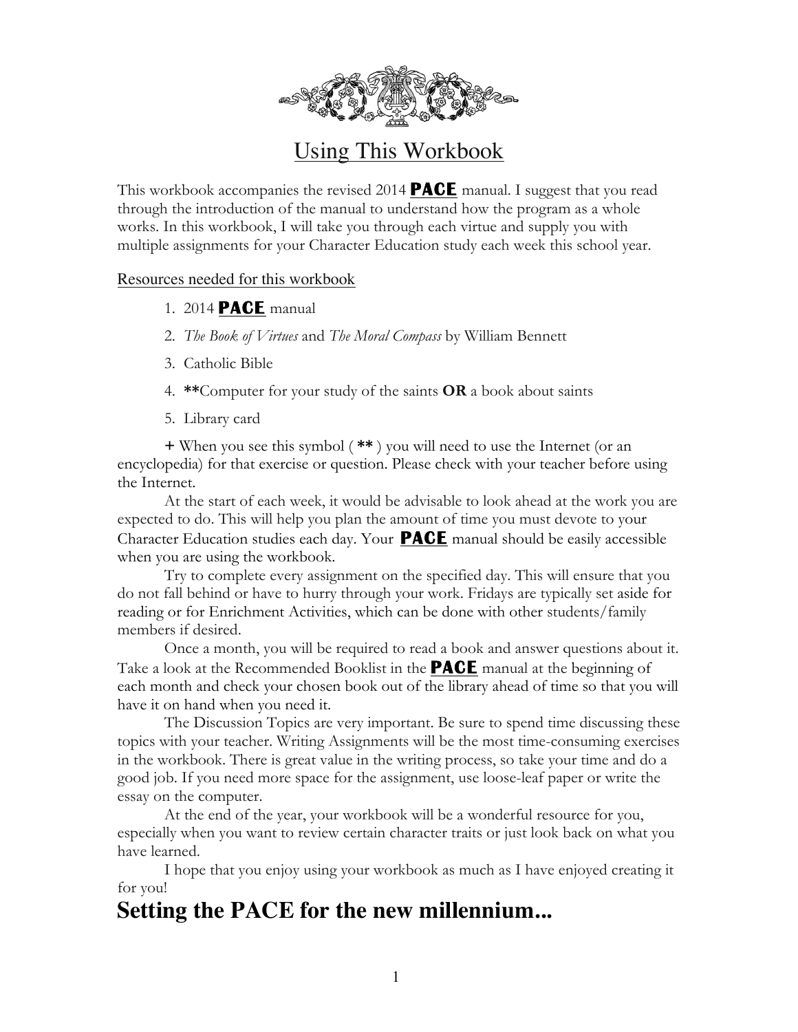# Using This Workbook

This workbook accompanies the revised 2014 **PACE** manual. I suggest that you read through the introduction of the manual to understand how the program as a whole works. In this workbook, I will take you through each virtue and supply you with multiple assignments for your Character Education study each week this school year.

## Resources needed for this workbook

1. 2014 **PACE** manual
2. *The Book of Virtues* and *The Moral Compass* by William Bennett
3. Catholic Bible
4. **Computer for your study of the saints **OR** a book about saints
5. Library card

\+ When you see this symbol ( ** ) you will need to use the Internet (or an encyclopedia) for that exercise or question. Please check with your teacher before using the Internet.

At the start of each week, it would be advisable to look ahead at the work you are expected to do. This will help you plan the amount of time you must devote to your Character Education studies each day. Your **PACE** manual should be easily accessible when you are using the workbook.

Try to complete every assignment on the specified day. This will ensure that you do not fall behind or have to hurry through your work. Fridays are typically set aside for reading or for Enrichment Activities, which can be done with other students/family members if desired.

Once a month, you will be required to read a book and answer questions about it. Take a look at the Recommended Booklist in the **PACE** manual at the beginning of each month and check your chosen book out of the library ahead of time so that you will have it on hand when you need it.

The Discussion Topics are very important. Be sure to spend time discussing these topics with your teacher. Writing Assignments will be the most time-consuming exercises in the workbook. There is great value in the writing process, so take your time and do a good job. If you need more space for the assignment, use loose-leaf paper or write the essay on the computer.

At the end of the year, your workbook will be a wonderful resource for you, especially when you want to review certain character traits or just look back on what you have learned.

I hope that you enjoy using your workbook as much as I have enjoyed creating it for you!

# Setting the PACE for the new millennium...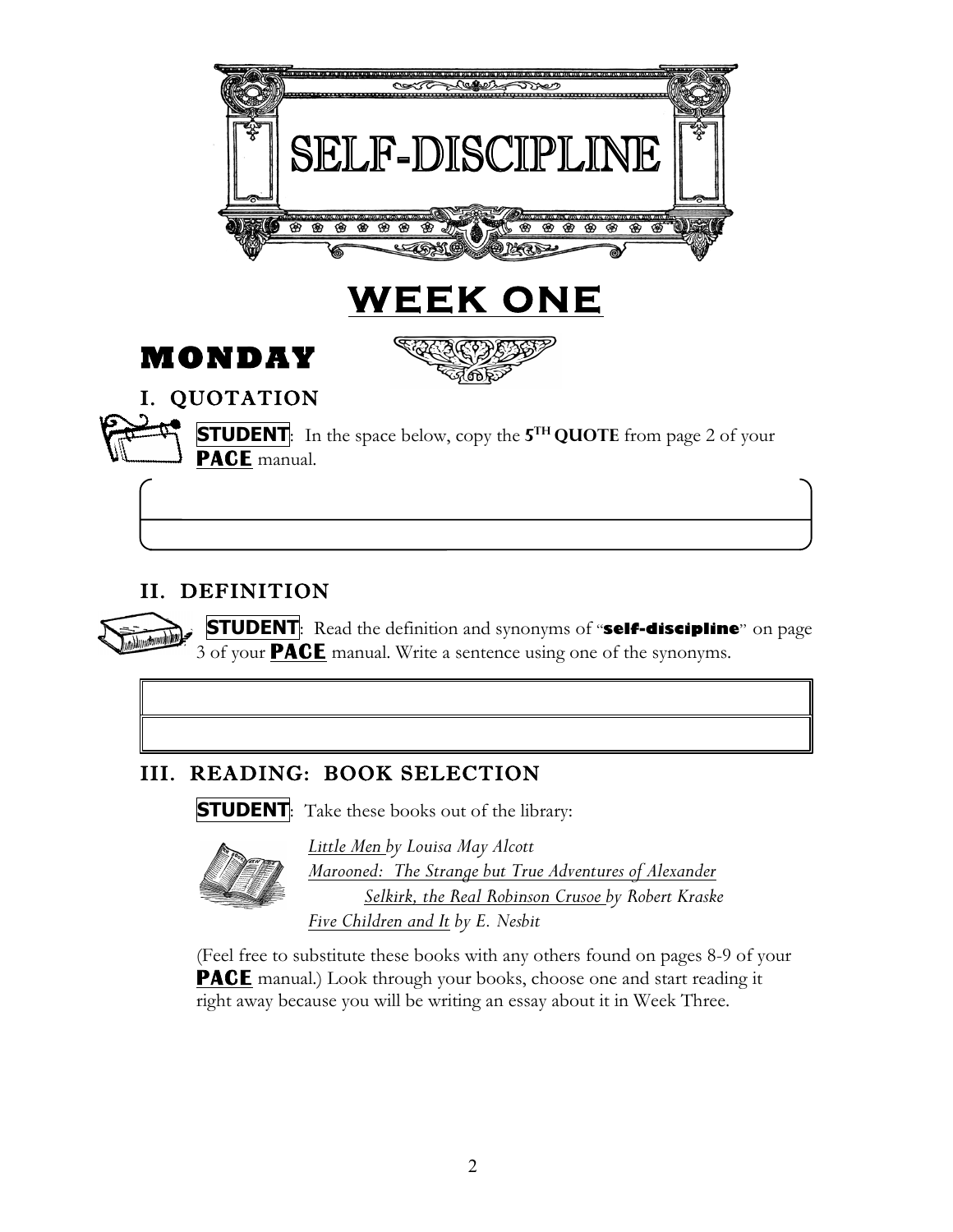# SELF-DISCIPLINE

# WEEK ONE

## MONDAY

### I. QUOTATION

**STUDENT**: In the space below, copy the **5TH QUOTE** from page 2 of your **PACE** manual.

### II. DEFINITION

**STUDENT**: Read the definition and synonyms of "**self-discipline**" on page 3 of your **PACE** manual. Write a sentence using one of the synonyms.

### III. READING: BOOK SELECTION

**STUDENT**: Take these books out of the library:

*Little Men by Louisa May Alcott*
*Marooned: The Strange but True Adventures of Alexander Selkirk, the Real Robinson Crusoe by Robert Kraske*
*Five Children and It by E. Nesbit*

(Feel free to substitute these books with any others found on pages 8-9 of your **PACE** manual.) Look through your books, choose one and start reading it right away because you will be writing an essay about it in Week Three.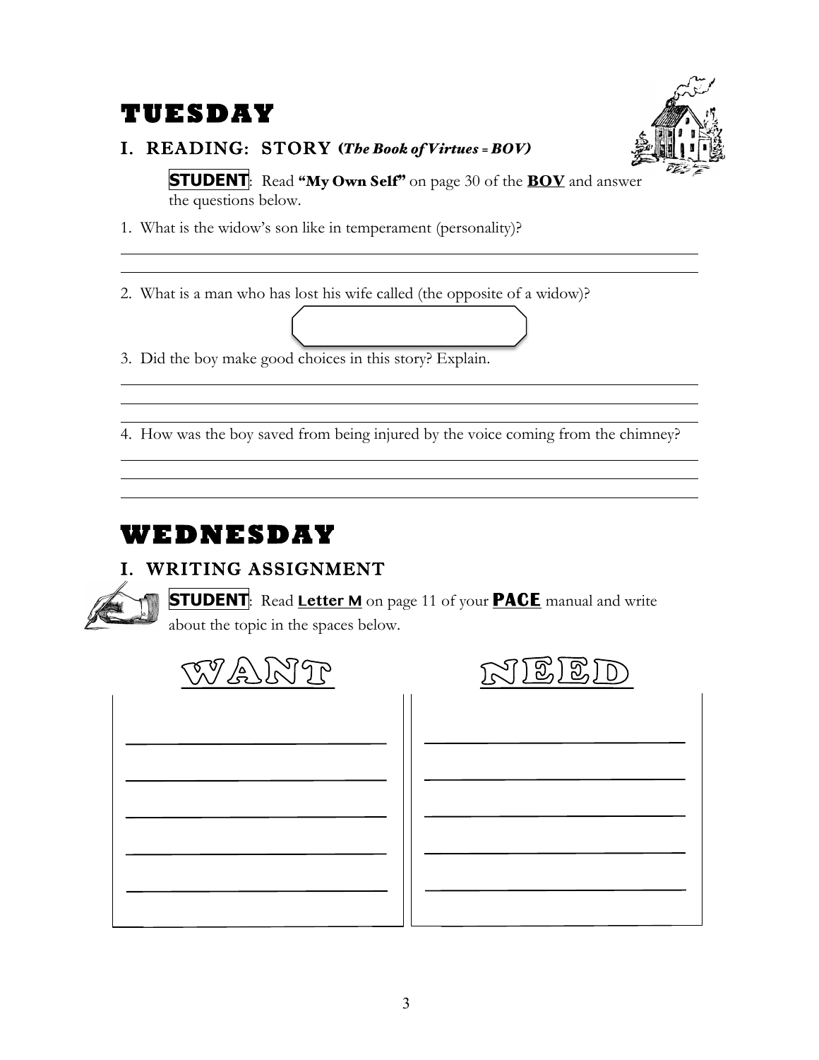# TUESDAY

## I. READING: STORY (*The Book of Virtues = BOV*)

**STUDENT**: Read **"My Own Self"** on page 30 of the **BOV** and answer the questions below.

1. What is the widow's son like in temperament (personality)?

2. What is a man who has lost his wife called (the opposite of a widow)?

3. Did the boy make good choices in this story? Explain.

4. How was the boy saved from being injured by the voice coming from the chimney?

# WEDNESDAY

## I. WRITING ASSIGNMENT

**STUDENT**: Read **Letter M** on page 11 of your **PACE** manual and write about the topic in the spaces below.

| WANT | NEED |
| --- | --- |
| | |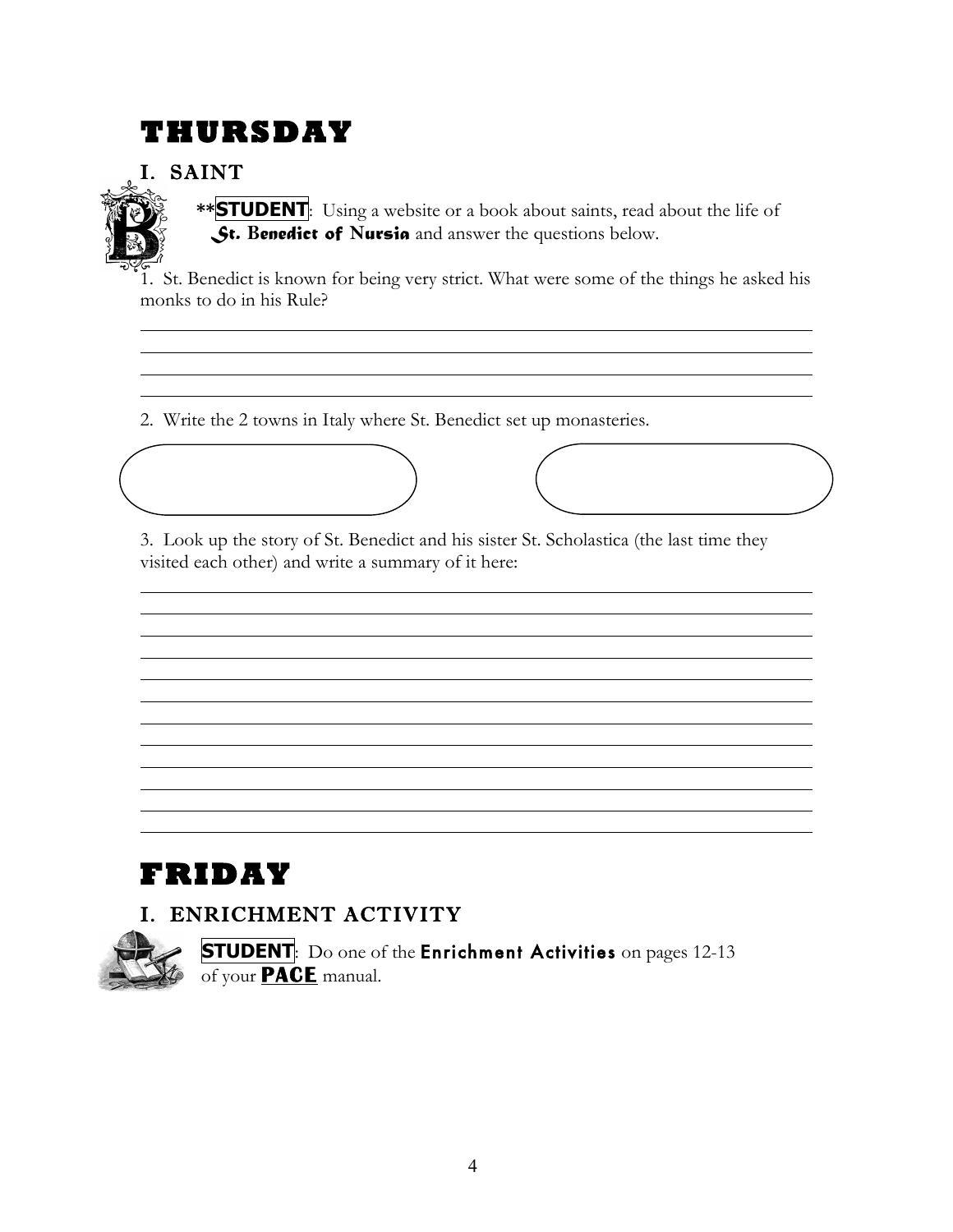# THURSDAY

## I. SAINT

****STUDENT**: Using a website or a book about saints, read about the life of ***St. Benedict of Nursia*** and answer the questions below.

1. St. Benedict is known for being very strict. What were some of the things he asked his monks to do in his Rule?

2. Write the 2 towns in Italy where St. Benedict set up monasteries.

3. Look up the story of St. Benedict and his sister St. Scholastica (the last time they visited each other) and write a summary of it here:

# FRIDAY

## I. ENRICHMENT ACTIVITY

**STUDENT**: Do one of the **Enrichment Activities** on pages 12-13 of your **PACE** manual.